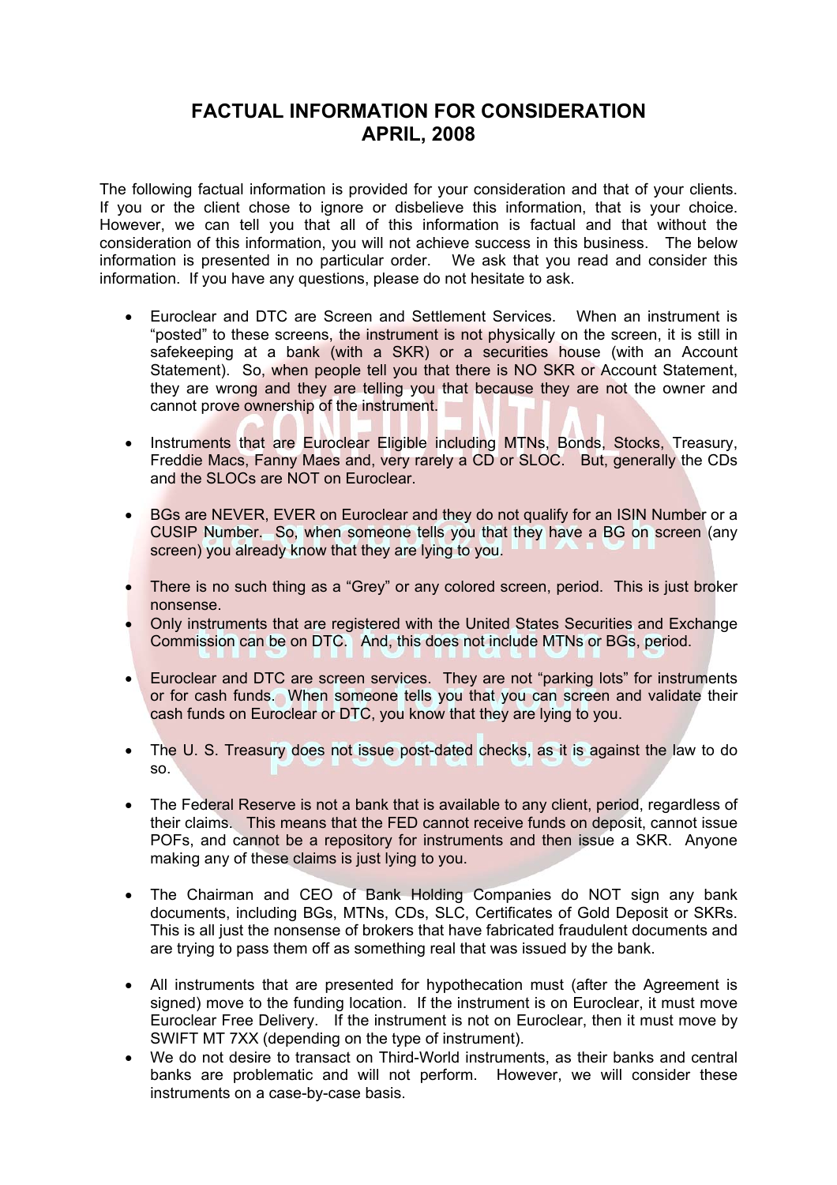# FACTUAL INFORMATION FOR CONSIDERATION
# APRIL, 2008

The following factual information is provided for your consideration and that of your clients. If you or the client chose to ignore or disbelieve this information, that is your choice. However, we can tell you that all of this information is factual and that without the consideration of this information, you will not achieve success in this business. The below information is presented in no particular order. We ask that you read and consider this information. If you have any questions, please do not hesitate to ask.

- Euroclear and DTC are Screen and Settlement Services. When an instrument is "posted" to these screens, the instrument is not physically on the screen, it is still in safekeeping at a bank (with a SKR) or a securities house (with an Account Statement). So, when people tell you that there is NO SKR or Account Statement, they are wrong and they are telling you that because they are not the owner and cannot prove ownership of the instrument.

- Instruments that are Euroclear Eligible including MTNs, Bonds, Stocks, Treasury, Freddie Macs, Fanny Maes and, very rarely a CD or SLOC. But, generally the CDs and the SLOCs are NOT on Euroclear.

- BGs are NEVER, EVER on Euroclear and they do not qualify for an ISIN Number or a CUSIP Number. So, when someone tells you that they have a BG on screen (any screen) you already know that they are lying to you.

- There is no such thing as a "Grey" or any colored screen, period. This is just broker nonsense.
- Only instruments that are registered with the United States Securities and Exchange Commission can be on DTC. And, this does not include MTNs or BGs, period.

- Euroclear and DTC are screen services. They are not "parking lots" for instruments or for cash funds. When someone tells you that you can screen and validate their cash funds on Euroclear or DTC, you know that they are lying to you.

- The U. S. Treasury does not issue post-dated checks, as it is against the law to do so.

- The Federal Reserve is not a bank that is available to any client, period, regardless of their claims. This means that the FED cannot receive funds on deposit, cannot issue POFs, and cannot be a repository for instruments and then issue a SKR. Anyone making any of these claims is just lying to you.

- The Chairman and CEO of Bank Holding Companies do NOT sign any bank documents, including BGs, MTNs, CDs, SLC, Certificates of Gold Deposit or SKRs. This is all just the nonsense of brokers that have fabricated fraudulent documents and are trying to pass them off as something real that was issued by the bank.

- All instruments that are presented for hypothecation must (after the Agreement is signed) move to the funding location. If the instrument is on Euroclear, it must move Euroclear Free Delivery. If the instrument is not on Euroclear, then it must move by SWIFT MT 7XX (depending on the type of instrument).
- We do not desire to transact on Third-World instruments, as their banks and central banks are problematic and will not perform. However, we will consider these instruments on a case-by-case basis.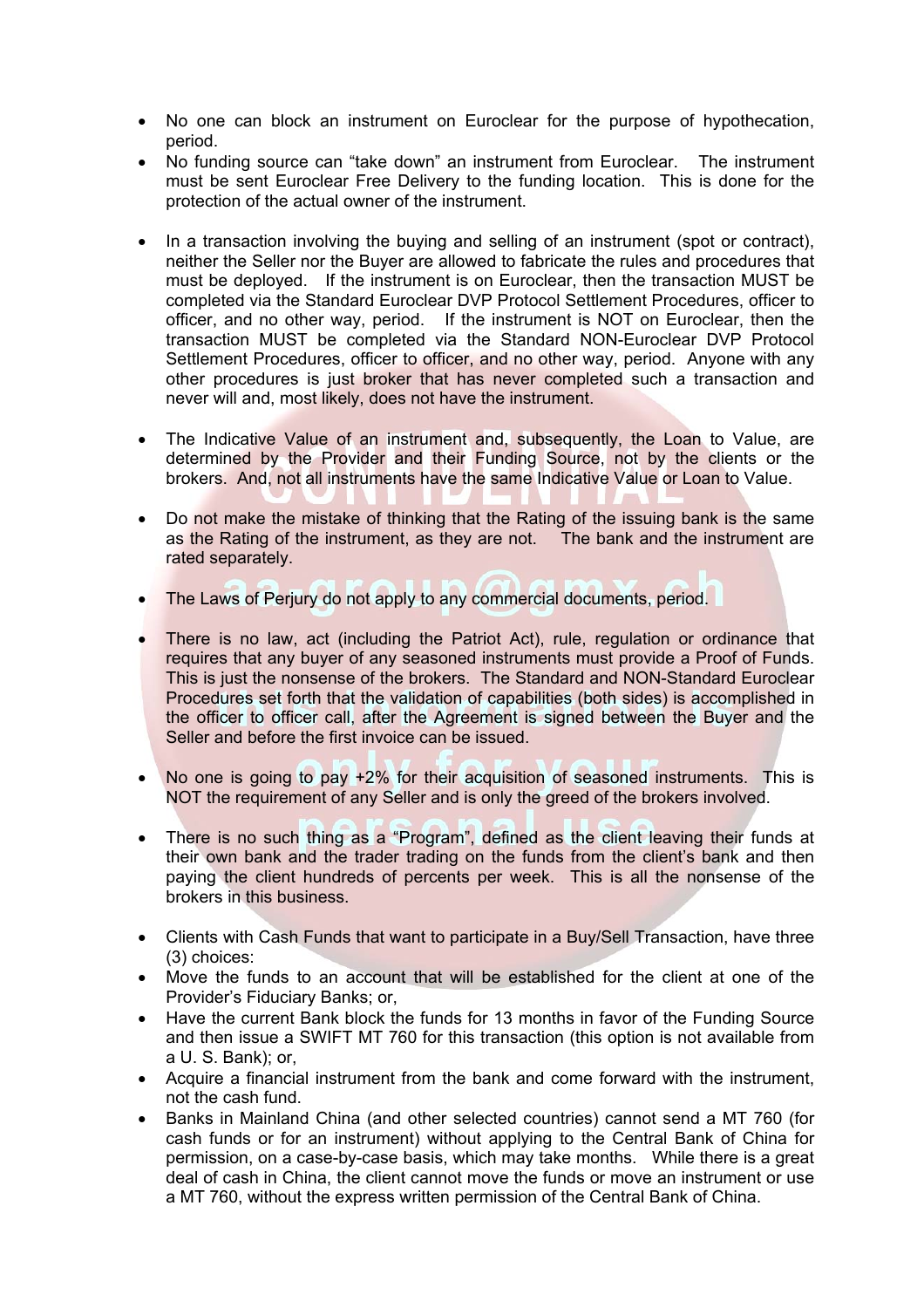- No one can block an instrument on Euroclear for the purpose of hypothecation, period.
- No funding source can "take down" an instrument from Euroclear. The instrument must be sent Euroclear Free Delivery to the funding location. This is done for the protection of the actual owner of the instrument.

- In a transaction involving the buying and selling of an instrument (spot or contract), neither the Seller nor the Buyer are allowed to fabricate the rules and procedures that must be deployed. If the instrument is on Euroclear, then the transaction MUST be completed via the Standard Euroclear DVP Protocol Settlement Procedures, officer to officer, and no other way, period. If the instrument is NOT on Euroclear, then the transaction MUST be completed via the Standard NON-Euroclear DVP Protocol Settlement Procedures, officer to officer, and no other way, period. Anyone with any other procedures is just broker that has never completed such a transaction and never will and, most likely, does not have the instrument.

- The Indicative Value of an instrument and, subsequently, the Loan to Value, are determined by the Provider and their Funding Source, not by the clients or the brokers. And, not all instruments have the same Indicative Value or Loan to Value.

- Do not make the mistake of thinking that the Rating of the issuing bank is the same as the Rating of the instrument, as they are not. The bank and the instrument are rated separately.

- The Laws of Perjury do not apply to any commercial documents, period.

- There is no law, act (including the Patriot Act), rule, regulation or ordinance that requires that any buyer of any seasoned instruments must provide a Proof of Funds. This is just the nonsense of the brokers. The Standard and NON-Standard Euroclear Procedures set forth that the validation of capabilities (both sides) is accomplished in the officer to officer call, after the Agreement is signed between the Buyer and the Seller and before the first invoice can be issued.

- No one is going to pay +2% for their acquisition of seasoned instruments. This is NOT the requirement of any Seller and is only the greed of the brokers involved.

- There is no such thing as a "Program", defined as the client leaving their funds at their own bank and the trader trading on the funds from the client's bank and then paying the client hundreds of percents per week. This is all the nonsense of the brokers in this business.

- Clients with Cash Funds that want to participate in a Buy/Sell Transaction, have three (3) choices:
- Move the funds to an account that will be established for the client at one of the Provider's Fiduciary Banks; or,
- Have the current Bank block the funds for 13 months in favor of the Funding Source and then issue a SWIFT MT 760 for this transaction (this option is not available from a U. S. Bank); or,
- Acquire a financial instrument from the bank and come forward with the instrument, not the cash fund.
- Banks in Mainland China (and other selected countries) cannot send a MT 760 (for cash funds or for an instrument) without applying to the Central Bank of China for permission, on a case-by-case basis, which may take months. While there is a great deal of cash in China, the client cannot move the funds or move an instrument or use a MT 760, without the express written permission of the Central Bank of China.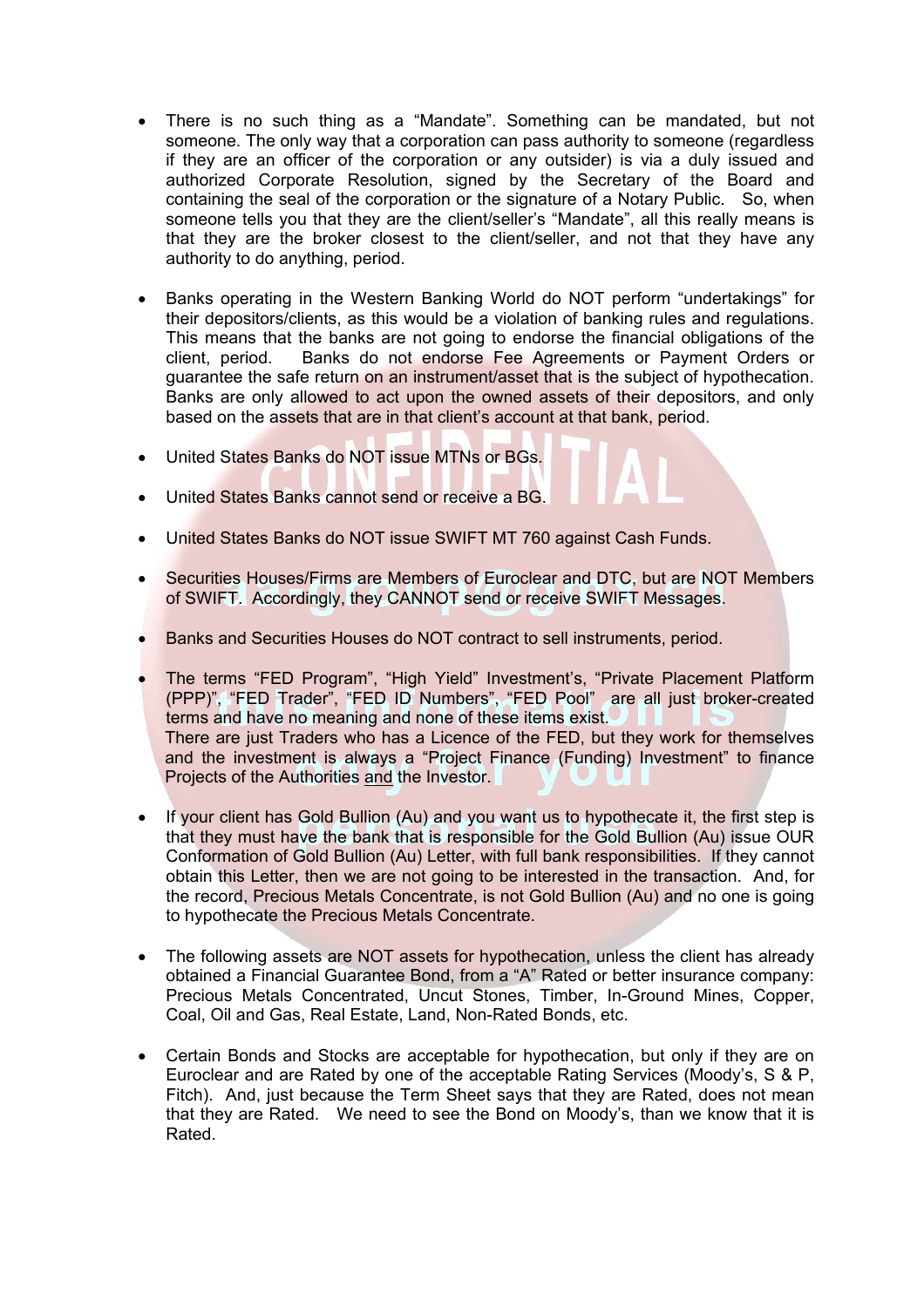- There is no such thing as a "Mandate". Something can be mandated, but not someone. The only way that a corporation can pass authority to someone (regardless if they are an officer of the corporation or any outsider) is via a duly issued and authorized Corporate Resolution, signed by the Secretary of the Board and containing the seal of the corporation or the signature of a Notary Public. So, when someone tells you that they are the client/seller's "Mandate", all this really means is that they are the broker closest to the client/seller, and not that they have any authority to do anything, period.

- Banks operating in the Western Banking World do NOT perform "undertakings" for their depositors/clients, as this would be a violation of banking rules and regulations. This means that the banks are not going to endorse the financial obligations of the client, period. Banks do not endorse Fee Agreements or Payment Orders or guarantee the safe return on an instrument/asset that is the subject of hypothecation. Banks are only allowed to act upon the owned assets of their depositors, and only based on the assets that are in that client's account at that bank, period.

- United States Banks do NOT issue MTNs or BGs.

- United States Banks cannot send or receive a BG.

- United States Banks do NOT issue SWIFT MT 760 against Cash Funds.

- Securities Houses/Firms are Members of Euroclear and DTC, but are NOT Members of SWIFT. Accordingly, they CANNOT send or receive SWIFT Messages.

- Banks and Securities Houses do NOT contract to sell instruments, period.

- The terms "FED Program", "High Yield" Investment's, "Private Placement Platform (PPP)", "FED Trader", "FED ID Numbers", "FED Pool" are all just broker-created terms and have no meaning and none of these items exist.
  There are just Traders who has a Licence of the FED, but they work for themselves and the investment is always a "Project Finance (Funding) Investment" to finance Projects of the Authorities and the Investor.

- If your client has Gold Bullion (Au) and you want us to hypothecate it, the first step is that they must have the bank that is responsible for the Gold Bullion (Au) issue OUR Conformation of Gold Bullion (Au) Letter, with full bank responsibilities. If they cannot obtain this Letter, then we are not going to be interested in the transaction. And, for the record, Precious Metals Concentrate, is not Gold Bullion (Au) and no one is going to hypothecate the Precious Metals Concentrate.

- The following assets are NOT assets for hypothecation, unless the client has already obtained a Financial Guarantee Bond, from a "A" Rated or better insurance company: Precious Metals Concentrated, Uncut Stones, Timber, In-Ground Mines, Copper, Coal, Oil and Gas, Real Estate, Land, Non-Rated Bonds, etc.

- Certain Bonds and Stocks are acceptable for hypothecation, but only if they are on Euroclear and are Rated by one of the acceptable Rating Services (Moody's, S & P, Fitch). And, just because the Term Sheet says that they are Rated, does not mean that they are Rated. We need to see the Bond on Moody's, than we know that it is Rated.